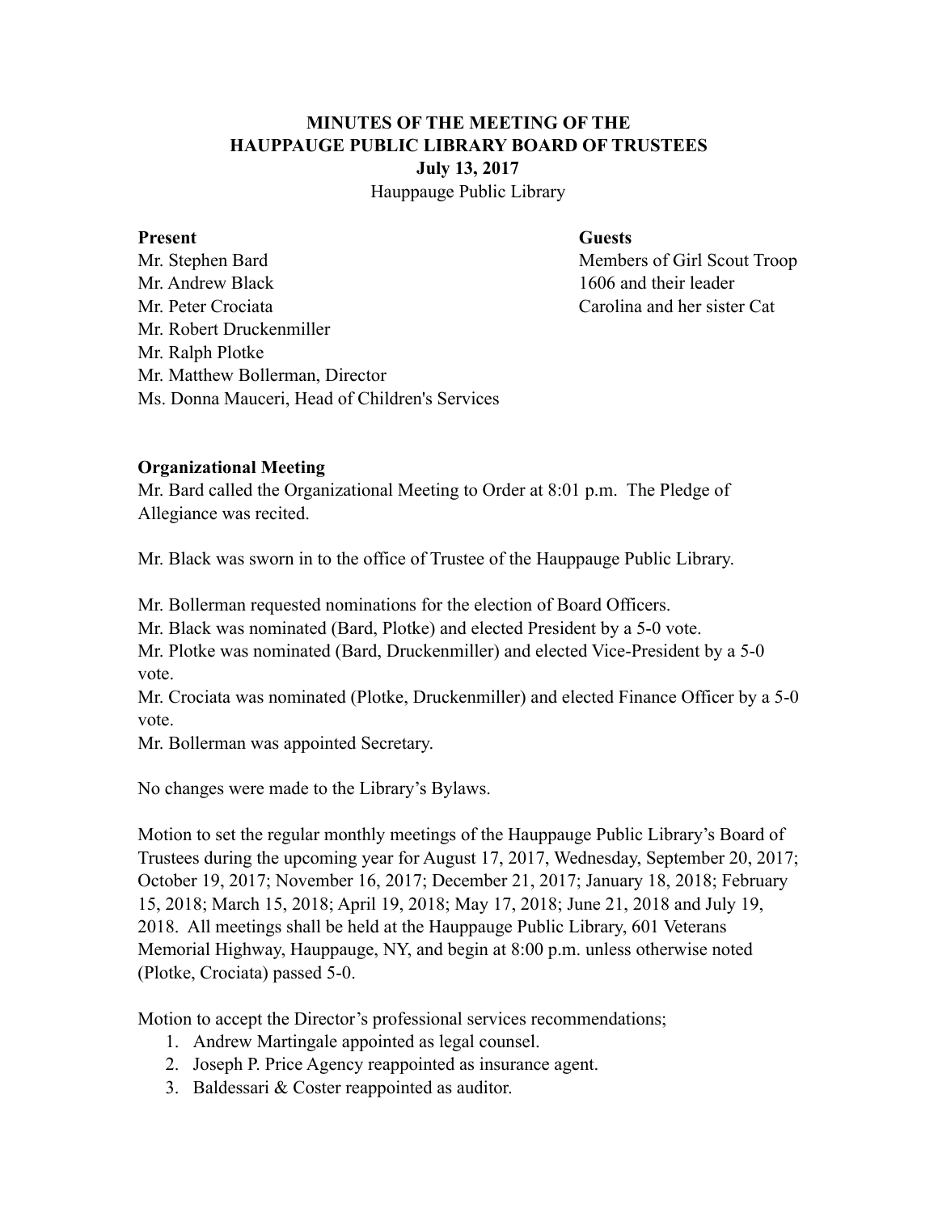**MINUTES OF THE MEETING OF THE**
**HAUPPAUGE PUBLIC LIBRARY BOARD OF TRUSTEES**
**July 13, 2017**
Hauppauge Public Library

**Present**
Mr. Stephen Bard
Mr. Andrew Black
Mr. Peter Crociata
Mr. Robert Druckenmiller
Mr. Ralph Plotke
Mr. Matthew Bollerman, Director
Ms. Donna Mauceri, Head of Children's Services

**Guests**
Members of Girl Scout Troop 1606 and their leader Carolina and her sister Cat

**Organizational Meeting**
Mr. Bard called the Organizational Meeting to Order at 8:01 p.m. The Pledge of Allegiance was recited.

Mr. Black was sworn in to the office of Trustee of the Hauppauge Public Library.

Mr. Bollerman requested nominations for the election of Board Officers.
Mr. Black was nominated (Bard, Plotke) and elected President by a 5-0 vote.
Mr. Plotke was nominated (Bard, Druckenmiller) and elected Vice-President by a 5-0 vote.
Mr. Crociata was nominated (Plotke, Druckenmiller) and elected Finance Officer by a 5-0 vote.
Mr. Bollerman was appointed Secretary.

No changes were made to the Library's Bylaws.

Motion to set the regular monthly meetings of the Hauppauge Public Library's Board of Trustees during the upcoming year for August 17, 2017, Wednesday, September 20, 2017; October 19, 2017; November 16, 2017; December 21, 2017; January 18, 2018; February 15, 2018; March 15, 2018; April 19, 2018; May 17, 2018; June 21, 2018 and July 19, 2018. All meetings shall be held at the Hauppauge Public Library, 601 Veterans Memorial Highway, Hauppauge, NY, and begin at 8:00 p.m. unless otherwise noted (Plotke, Crociata) passed 5-0.

Motion to accept the Director's professional services recommendations;

1. Andrew Martingale appointed as legal counsel.
2. Joseph P. Price Agency reappointed as insurance agent.
3. Baldessari & Coster reappointed as auditor.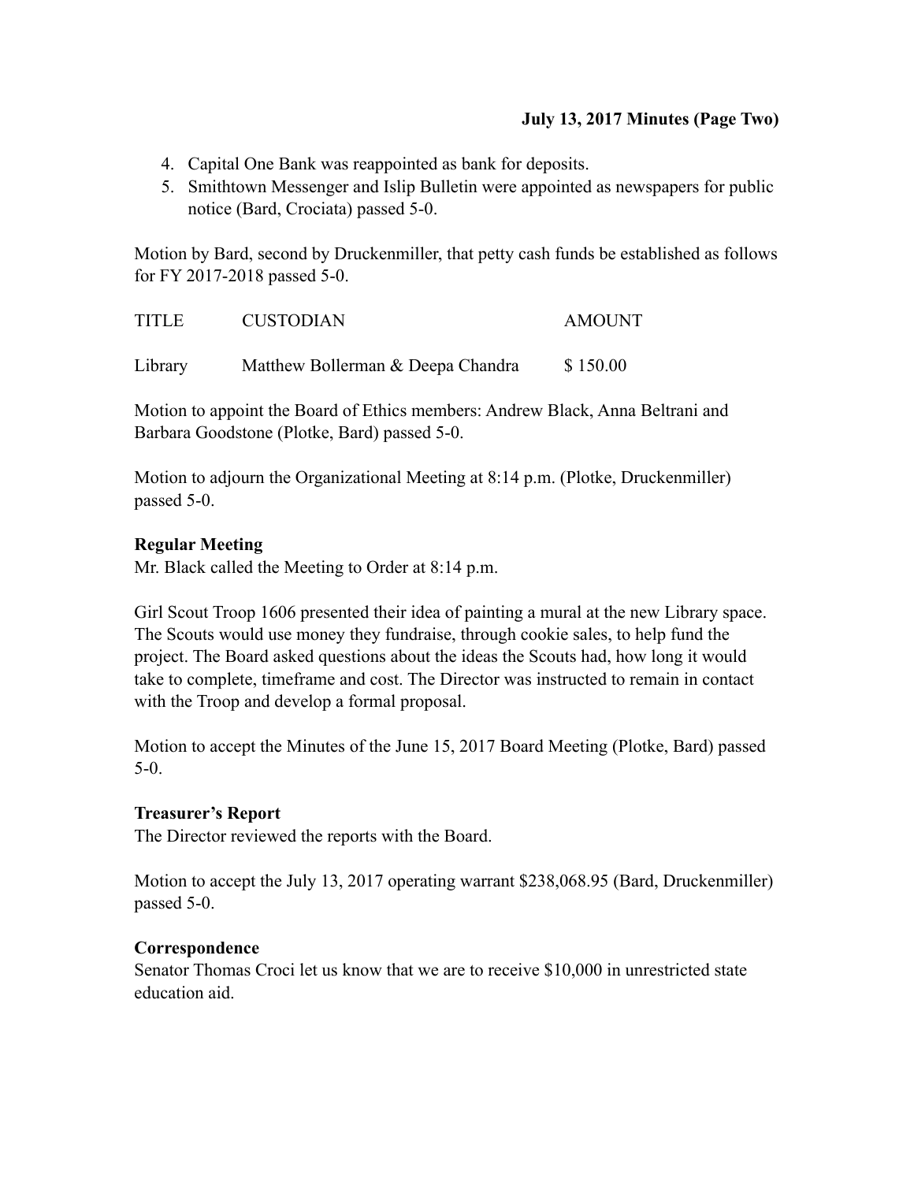4. Capital One Bank was reappointed as bank for deposits.
5. Smithtown Messenger and Islip Bulletin were appointed as newspapers for public notice (Bard, Crociata) passed 5-0.

Motion by Bard, second by Druckenmiller, that petty cash funds be established as follows for FY 2017-2018 passed 5-0.

| TITLE | CUSTODIAN | AMOUNT |
|---|---|---|
| Library | Matthew Bollerman & Deepa Chandra | $ 150.00 |

Motion to appoint the Board of Ethics members: Andrew Black, Anna Beltrani and Barbara Goodstone (Plotke, Bard) passed 5-0.

Motion to adjourn the Organizational Meeting at 8:14 p.m. (Plotke, Druckenmiller) passed 5-0.

**Regular Meeting**

Mr. Black called the Meeting to Order at 8:14 p.m.

Girl Scout Troop 1606 presented their idea of painting a mural at the new Library space. The Scouts would use money they fundraise, through cookie sales, to help fund the project. The Board asked questions about the ideas the Scouts had, how long it would take to complete, timeframe and cost. The Director was instructed to remain in contact with the Troop and develop a formal proposal.

Motion to accept the Minutes of the June 15, 2017 Board Meeting (Plotke, Bard) passed 5-0.

**Treasurer's Report**

The Director reviewed the reports with the Board.

Motion to accept the July 13, 2017 operating warrant $238,068.95 (Bard, Druckenmiller) passed 5-0.

**Correspondence**

Senator Thomas Croci let us know that we are to receive $10,000 in unrestricted state education aid.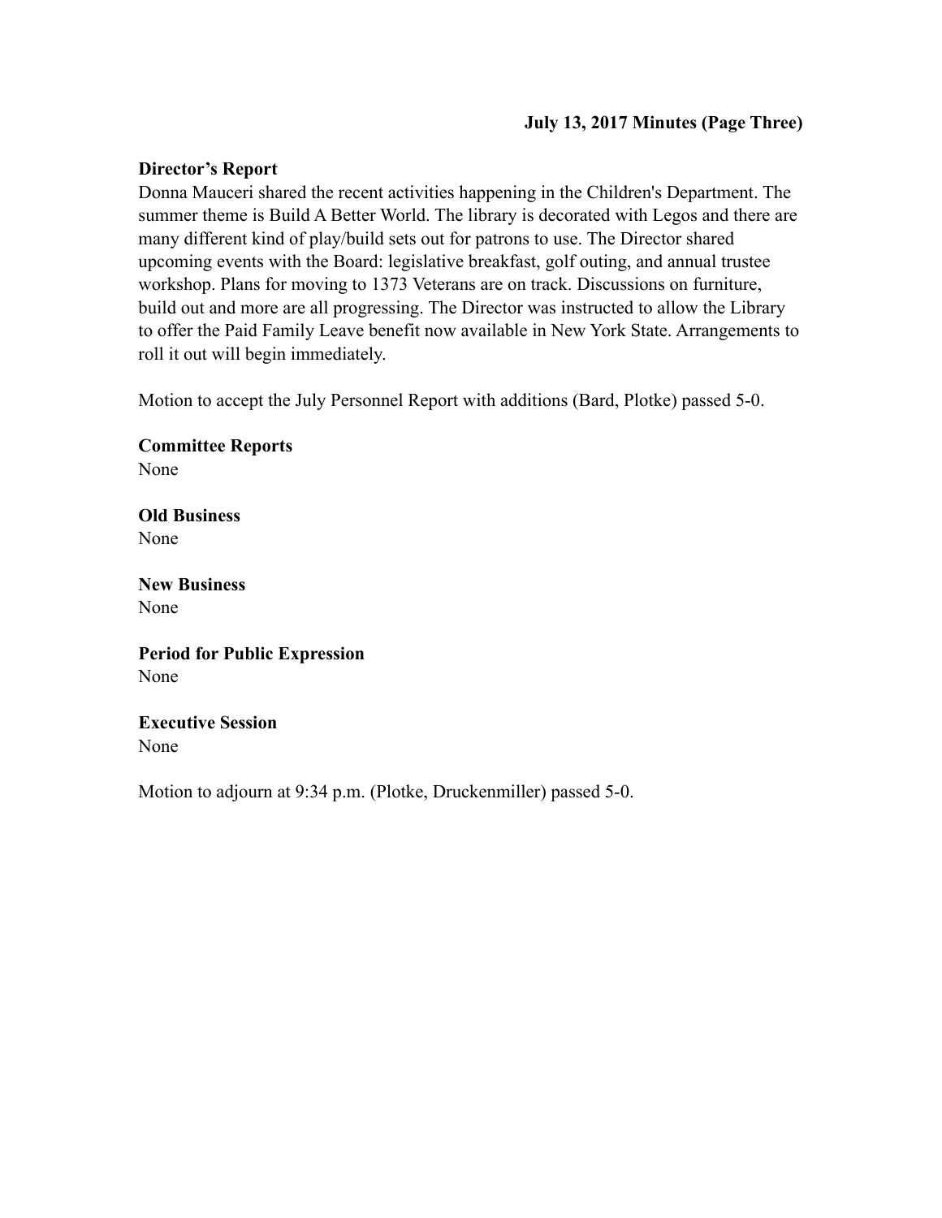**Director's Report**

Donna Mauceri shared the recent activities happening in the Children's Department. The summer theme is Build A Better World. The library is decorated with Legos and there are many different kind of play/build sets out for patrons to use. The Director shared upcoming events with the Board: legislative breakfast, golf outing, and annual trustee workshop. Plans for moving to 1373 Veterans are on track. Discussions on furniture, build out and more are all progressing. The Director was instructed to allow the Library to offer the Paid Family Leave benefit now available in New York State. Arrangements to roll it out will begin immediately.

Motion to accept the July Personnel Report with additions (Bard, Plotke) passed 5-0.

**Committee Reports**

None

**Old Business**

None

**New Business**

None

**Period for Public Expression**

None

**Executive Session**

None

Motion to adjourn at 9:34 p.m. (Plotke, Druckenmiller) passed 5-0.